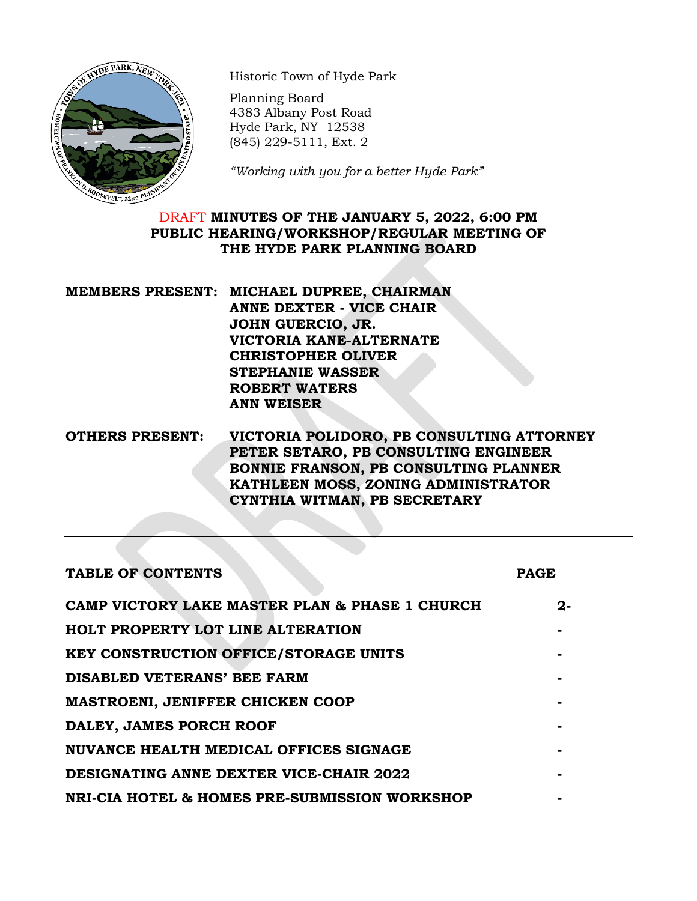Historic Town of Hyde Park

Planning Board
4383 Albany Post Road
Hyde Park, NY 12538
(845) 229-5111, Ext. 2

*"Working with you for a better Hyde Park"*

# DRAFT MINUTES OF THE JANUARY 5, 2022, 6:00 PM PUBLIC HEARING/WORKSHOP/REGULAR MEETING OF THE HYDE PARK PLANNING BOARD

**MEMBERS PRESENT:**
**MICHAEL DUPREE, CHAIRMAN**
**ANNE DEXTER - VICE CHAIR**
**JOHN GUERCIO, JR.**
**VICTORIA KANE-ALTERNATE**
**CHRISTOPHER OLIVER**
**STEPHANIE WASSER**
**ROBERT WATERS**
**ANN WEISER**

**OTHERS PRESENT:**
**VICTORIA POLIDORO, PB CONSULTING ATTORNEY**
**PETER SETARO, PB CONSULTING ENGINEER**
**BONNIE FRANSON, PB CONSULTING PLANNER**
**KATHLEEN MOSS, ZONING ADMINISTRATOR**
**CYNTHIA WITMAN, PB SECRETARY**

---

| TABLE OF CONTENTS | PAGE |
|---|---|
| CAMP VICTORY LAKE MASTER PLAN & PHASE 1 CHURCH | 2- |
| HOLT PROPERTY LOT LINE ALTERATION | - |
| KEY CONSTRUCTION OFFICE/STORAGE UNITS | - |
| DISABLED VETERANS' BEE FARM | - |
| MASTROENI, JENIFFER CHICKEN COOP | - |
| DALEY, JAMES PORCH ROOF | - |
| NUVANCE HEALTH MEDICAL OFFICES SIGNAGE | - |
| DESIGNATING ANNE DEXTER VICE-CHAIR 2022 | - |
| NRI-CIA HOTEL & HOMES PRE-SUBMISSION WORKSHOP | - |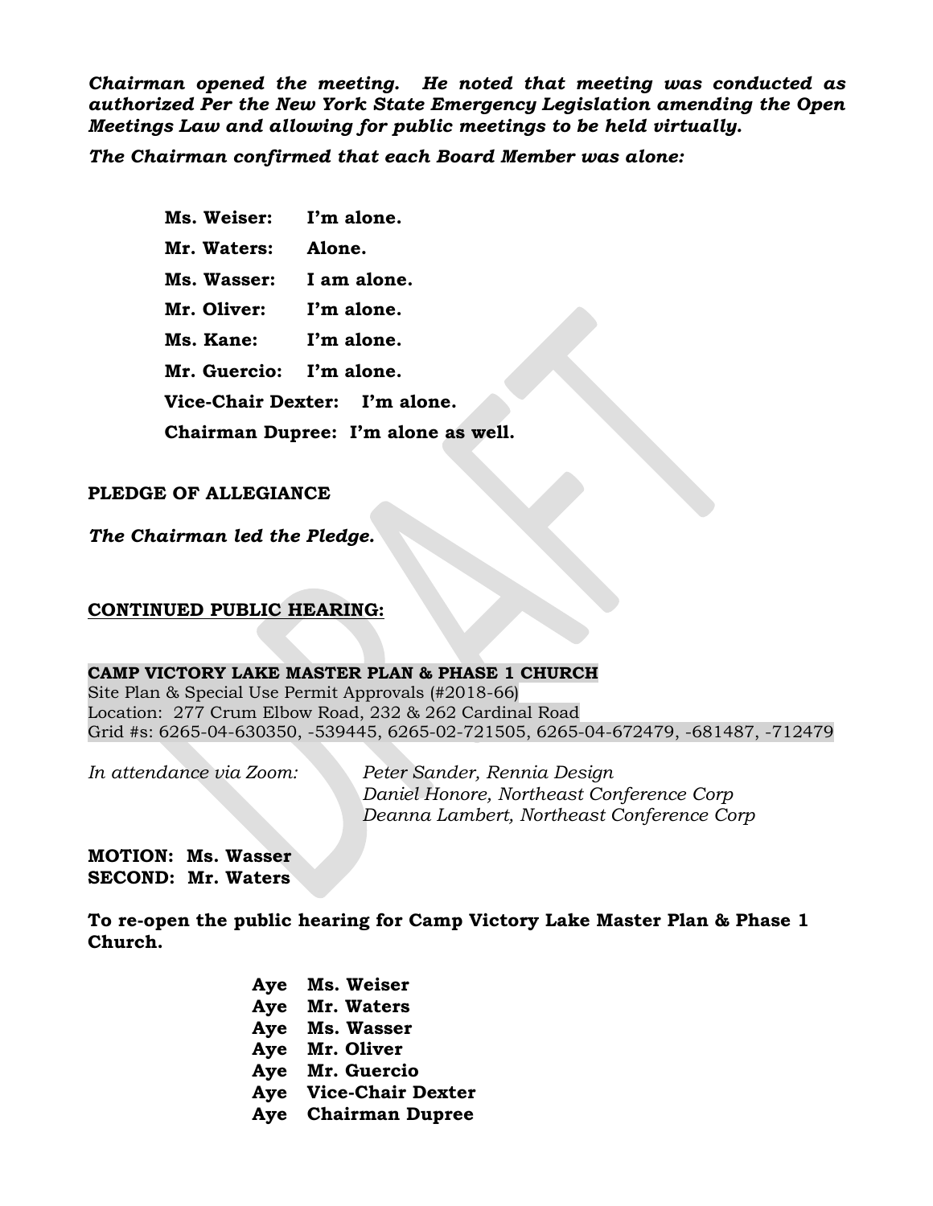***Chairman opened the meeting. He noted that meeting was conducted as authorized Per the New York State Emergency Legislation amending the Open Meetings Law and allowing for public meetings to be held virtually.***

***The Chairman confirmed that each Board Member was alone:***

**Ms. Weiser: I'm alone.**

**Mr. Waters: Alone.**

**Ms. Wasser: I am alone.**

**Mr. Oliver: I'm alone.**

**Ms. Kane: I'm alone.**

**Mr. Guercio: I'm alone.**

**Vice-Chair Dexter: I'm alone.**

**Chairman Dupree: I'm alone as well.**

**PLEDGE OF ALLEGIANCE**

***The Chairman led the Pledge.***

**<u>CONTINUED PUBLIC HEARING:</u>**

**CAMP VICTORY LAKE MASTER PLAN & PHASE 1 CHURCH**
Site Plan & Special Use Permit Approvals (#2018-66)
Location: 277 Crum Elbow Road, 232 & 262 Cardinal Road
Grid #s: 6265-04-630350, -539445, 6265-02-721505, 6265-04-672479, -681487, -712479

*In attendance via Zoom:* *Peter Sander, Rennia Design*
*Daniel Honore, Northeast Conference Corp*
*Deanna Lambert, Northeast Conference Corp*

**MOTION: Ms. Wasser**
**SECOND: Mr. Waters**

**To re-open the public hearing for Camp Victory Lake Master Plan & Phase 1 Church.**

**Aye Ms. Weiser**
**Aye Mr. Waters**
**Aye Ms. Wasser**
**Aye Mr. Oliver**
**Aye Mr. Guercio**
**Aye Vice-Chair Dexter**
**Aye Chairman Dupree**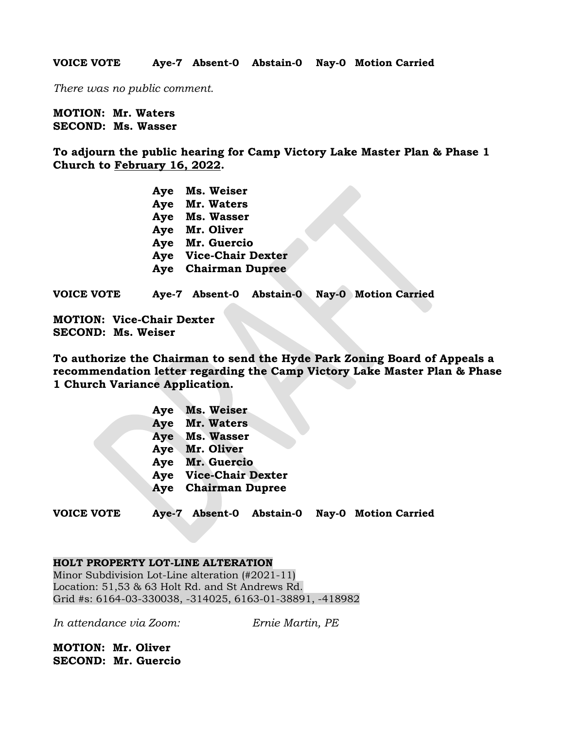**VOICE VOTE Aye-7 Absent-0 Abstain-0 Nay-0 Motion Carried**

*There was no public comment.*

**MOTION: Mr. Waters**
**SECOND: Ms. Wasser**

**To adjourn the public hearing for Camp Victory Lake Master Plan & Phase 1 Church to February 16, 2022.**

**Aye Ms. Weiser**
**Aye Mr. Waters**
**Aye Ms. Wasser**
**Aye Mr. Oliver**
**Aye Mr. Guercio**
**Aye Vice-Chair Dexter**
**Aye Chairman Dupree**

**VOICE VOTE Aye-7 Absent-0 Abstain-0 Nay-0 Motion Carried**

**MOTION: Vice-Chair Dexter**
**SECOND: Ms. Weiser**

**To authorize the Chairman to send the Hyde Park Zoning Board of Appeals a recommendation letter regarding the Camp Victory Lake Master Plan & Phase 1 Church Variance Application.**

**Aye Ms. Weiser**
**Aye Mr. Waters**
**Aye Ms. Wasser**
**Aye Mr. Oliver**
**Aye Mr. Guercio**
**Aye Vice-Chair Dexter**
**Aye Chairman Dupree**

**VOICE VOTE Aye-7 Absent-0 Abstain-0 Nay-0 Motion Carried**

**HOLT PROPERTY LOT-LINE ALTERATION**
Minor Subdivision Lot-Line alteration (#2021-11)
Location: 51,53 & 63 Holt Rd. and St Andrews Rd.
Grid #s: 6164-03-330038, -314025, 6163-01-38891, -418982

*In attendance via Zoom:* *Ernie Martin, PE*

**MOTION: Mr. Oliver**
**SECOND: Mr. Guercio**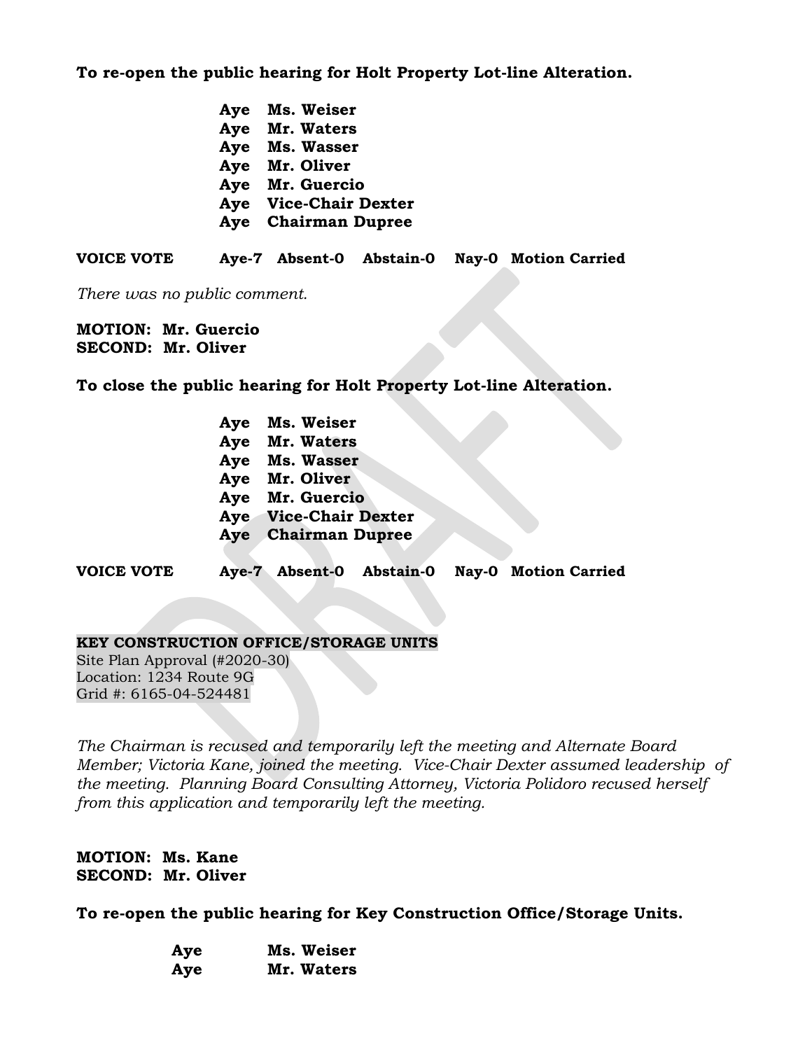**To re-open the public hearing for Holt Property Lot-line Alteration.**

**Aye Ms. Weiser**
**Aye Mr. Waters**
**Aye Ms. Wasser**
**Aye Mr. Oliver**
**Aye Mr. Guercio**
**Aye Vice-Chair Dexter**
**Aye Chairman Dupree**

**VOICE VOTE Aye-7 Absent-0 Abstain-0 Nay-0 Motion Carried**

*There was no public comment.*

**MOTION: Mr. Guercio**
**SECOND: Mr. Oliver**

**To close the public hearing for Holt Property Lot-line Alteration.**

**Aye Ms. Weiser**
**Aye Mr. Waters**
**Aye Ms. Wasser**
**Aye Mr. Oliver**
**Aye Mr. Guercio**
**Aye Vice-Chair Dexter**
**Aye Chairman Dupree**

**VOICE VOTE Aye-7 Absent-0 Abstain-0 Nay-0 Motion Carried**

**KEY CONSTRUCTION OFFICE/STORAGE UNITS**
Site Plan Approval (#2020-30)
Location: 1234 Route 9G
Grid #: 6165-04-524481

*The Chairman is recused and temporarily left the meeting and Alternate Board Member; Victoria Kane, joined the meeting. Vice-Chair Dexter assumed leadership of the meeting. Planning Board Consulting Attorney, Victoria Polidoro recused herself from this application and temporarily left the meeting.*

**MOTION: Ms. Kane**
**SECOND: Mr. Oliver**

**To re-open the public hearing for Key Construction Office/Storage Units.**

**Aye Ms. Weiser**
**Aye Mr. Waters**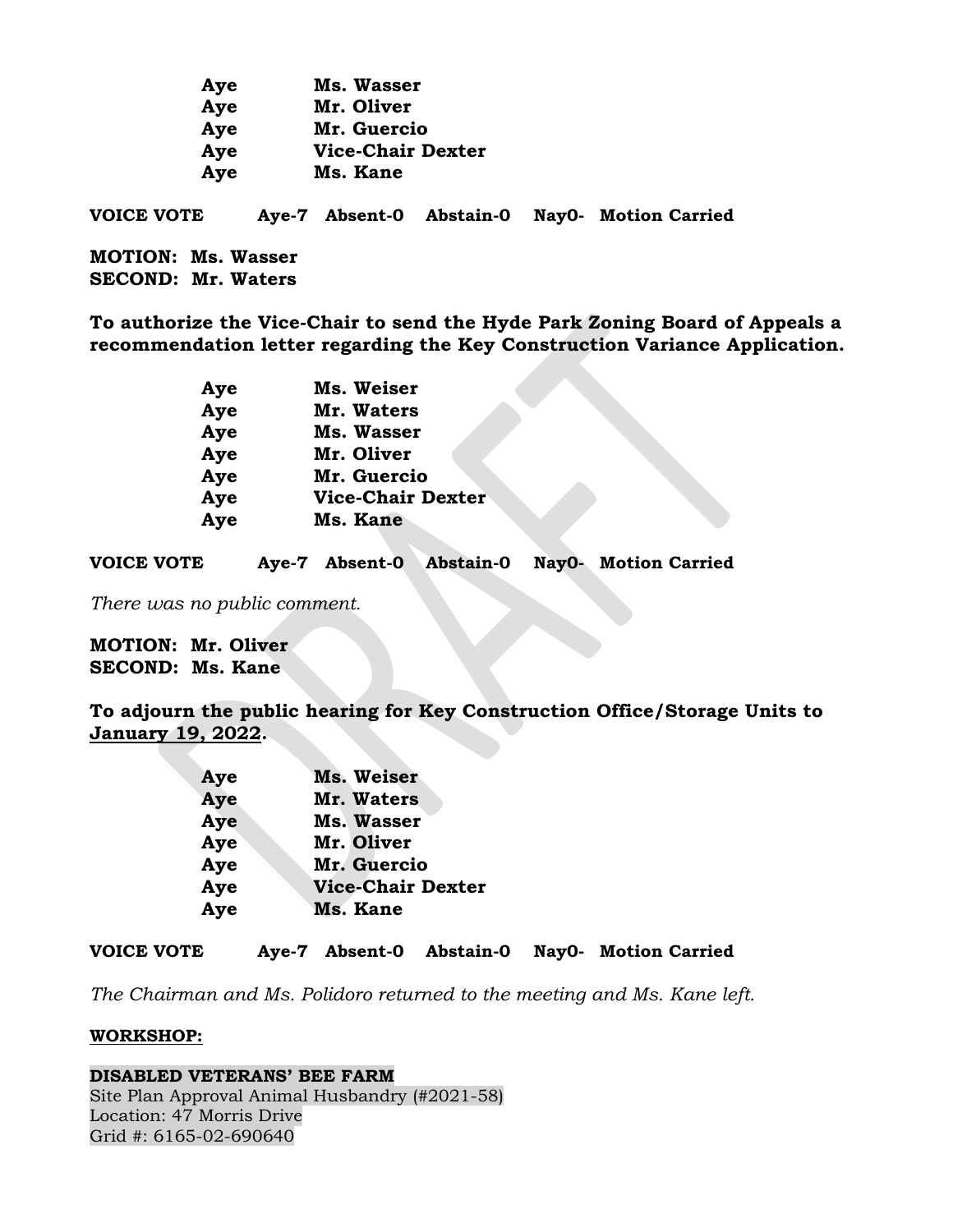| | |
|---|---|
| **Aye** | **Ms. Wasser** |
| **Aye** | **Mr. Oliver** |
| **Aye** | **Mr. Guercio** |
| **Aye** | **Vice-Chair Dexter** |
| **Aye** | **Ms. Kane** |

**VOICE VOTE Aye-7 Absent-0 Abstain-0 Nay0- Motion Carried**

**MOTION: Ms. Wasser**
**SECOND: Mr. Waters**

**To authorize the Vice-Chair to send the Hyde Park Zoning Board of Appeals a recommendation letter regarding the Key Construction Variance Application.**

| | |
|---|---|
| **Aye** | **Ms. Weiser** |
| **Aye** | **Mr. Waters** |
| **Aye** | **Ms. Wasser** |
| **Aye** | **Mr. Oliver** |
| **Aye** | **Mr. Guercio** |
| **Aye** | **Vice-Chair Dexter** |
| **Aye** | **Ms. Kane** |

**VOICE VOTE Aye-7 Absent-0 Abstain-0 Nay0- Motion Carried**

*There was no public comment.*

**MOTION: Mr. Oliver**
**SECOND: Ms. Kane**

**To adjourn the public hearing for Key Construction Office/Storage Units to <u>January 19, 2022</u>.**

| | |
|---|---|
| **Aye** | **Ms. Weiser** |
| **Aye** | **Mr. Waters** |
| **Aye** | **Ms. Wasser** |
| **Aye** | **Mr. Oliver** |
| **Aye** | **Mr. Guercio** |
| **Aye** | **Vice-Chair Dexter** |
| **Aye** | **Ms. Kane** |

**VOICE VOTE Aye-7 Absent-0 Abstain-0 Nay0- Motion Carried**

*The Chairman and Ms. Polidoro returned to the meeting and Ms. Kane left.*

**<u>WORKSHOP:</u>**

**DISABLED VETERANS' BEE FARM**
Site Plan Approval Animal Husbandry (#2021-58)
Location: 47 Morris Drive
Grid #: 6165-02-690640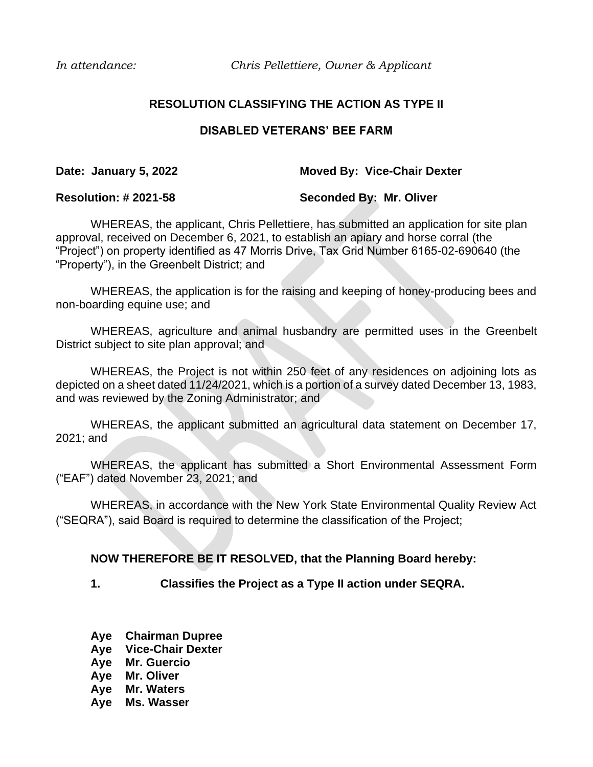*In attendance:* *Chris Pellettiere, Owner & Applicant*

## RESOLUTION CLASSIFYING THE ACTION AS TYPE II

## DISABLED VETERANS' BEE FARM

**Date: January 5, 2022** **Moved By: Vice-Chair Dexter**

**Resolution: # 2021-58** **Seconded By: Mr. Oliver**

WHEREAS, the applicant, Chris Pellettiere, has submitted an application for site plan approval, received on December 6, 2021, to establish an apiary and horse corral (the "Project") on property identified as 47 Morris Drive, Tax Grid Number 6165-02-690640 (the "Property"), in the Greenbelt District; and

WHEREAS, the application is for the raising and keeping of honey-producing bees and non-boarding equine use; and

WHEREAS, agriculture and animal husbandry are permitted uses in the Greenbelt District subject to site plan approval; and

WHEREAS, the Project is not within 250 feet of any residences on adjoining lots as depicted on a sheet dated 11/24/2021, which is a portion of a survey dated December 13, 1983, and was reviewed by the Zoning Administrator; and

WHEREAS, the applicant submitted an agricultural data statement on December 17, 2021; and

WHEREAS, the applicant has submitted a Short Environmental Assessment Form ("EAF") dated November 23, 2021; and

WHEREAS, in accordance with the New York State Environmental Quality Review Act ("SEQRA"), said Board is required to determine the classification of the Project;

**NOW THEREFORE BE IT RESOLVED, that the Planning Board hereby:**

**1. Classifies the Project as a Type II action under SEQRA.**

**Aye Chairman Dupree**
**Aye Vice-Chair Dexter**
**Aye Mr. Guercio**
**Aye Mr. Oliver**
**Aye Mr. Waters**
**Aye Ms. Wasser**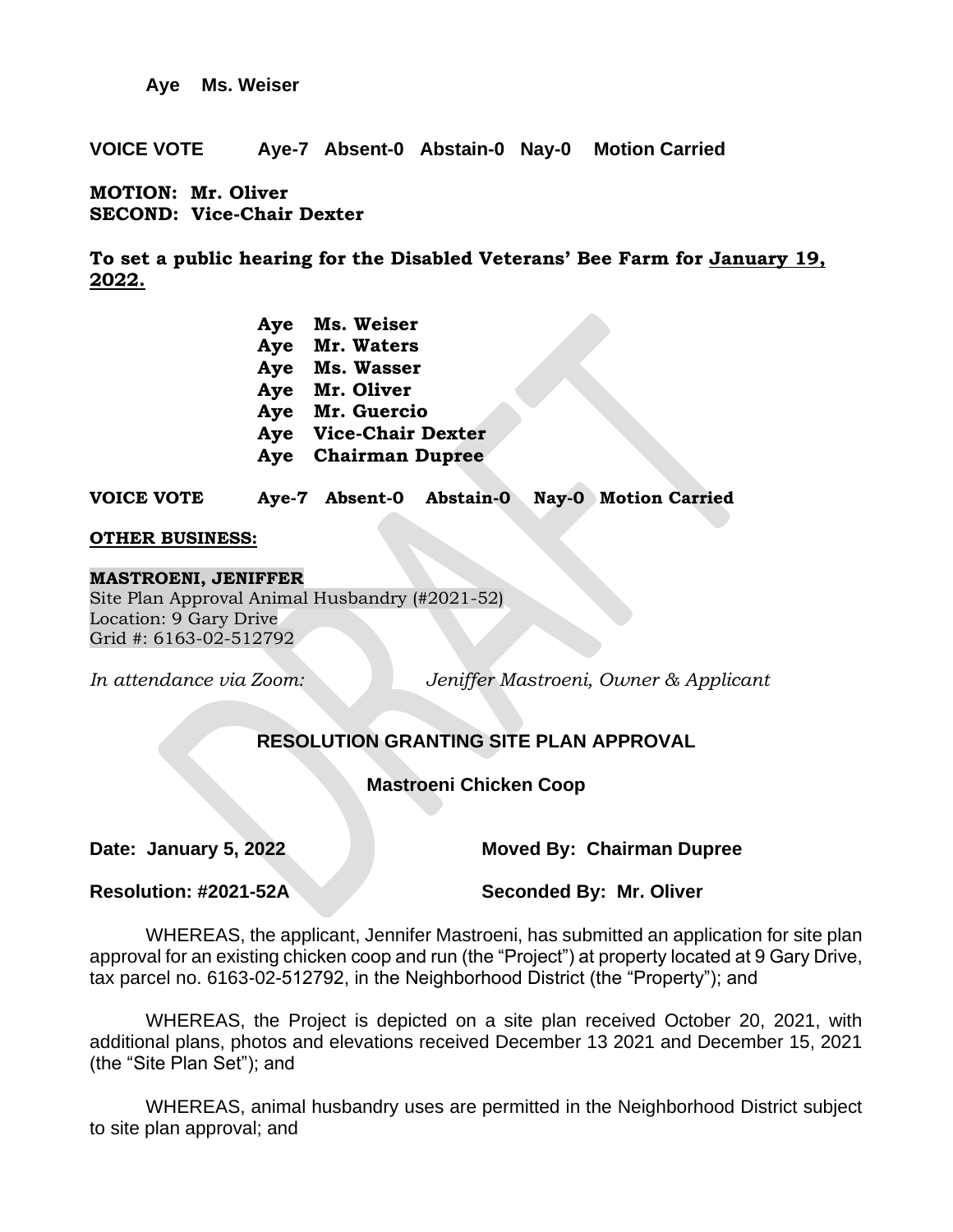**Aye Ms. Weiser**

**VOICE VOTE Aye-7 Absent-0 Abstain-0 Nay-0 Motion Carried**

**MOTION: Mr. Oliver**
**SECOND: Vice-Chair Dexter**

**To set a public hearing for the Disabled Veterans' Bee Farm for January 19, 2022.**

**Aye Ms. Weiser**
**Aye Mr. Waters**
**Aye Ms. Wasser**
**Aye Mr. Oliver**
**Aye Mr. Guercio**
**Aye Vice-Chair Dexter**
**Aye Chairman Dupree**

**VOICE VOTE Aye-7 Absent-0 Abstain-0 Nay-0 Motion Carried**

**OTHER BUSINESS:**

**MASTROENI, JENIFFER**
Site Plan Approval Animal Husbandry (#2021-52)
Location: 9 Gary Drive
Grid #: 6163-02-512792

*In attendance via Zoom:* *Jeniffer Mastroeni, Owner & Applicant*

**RESOLUTION GRANTING SITE PLAN APPROVAL**

**Mastroeni Chicken Coop**

**Date: January 5, 2022** **Moved By: Chairman Dupree**

**Resolution: #2021-52A** **Seconded By: Mr. Oliver**

WHEREAS, the applicant, Jennifer Mastroeni, has submitted an application for site plan approval for an existing chicken coop and run (the "Project") at property located at 9 Gary Drive, tax parcel no. 6163-02-512792, in the Neighborhood District (the "Property"); and

WHEREAS, the Project is depicted on a site plan received October 20, 2021, with additional plans, photos and elevations received December 13 2021 and December 15, 2021 (the "Site Plan Set"); and

WHEREAS, animal husbandry uses are permitted in the Neighborhood District subject to site plan approval; and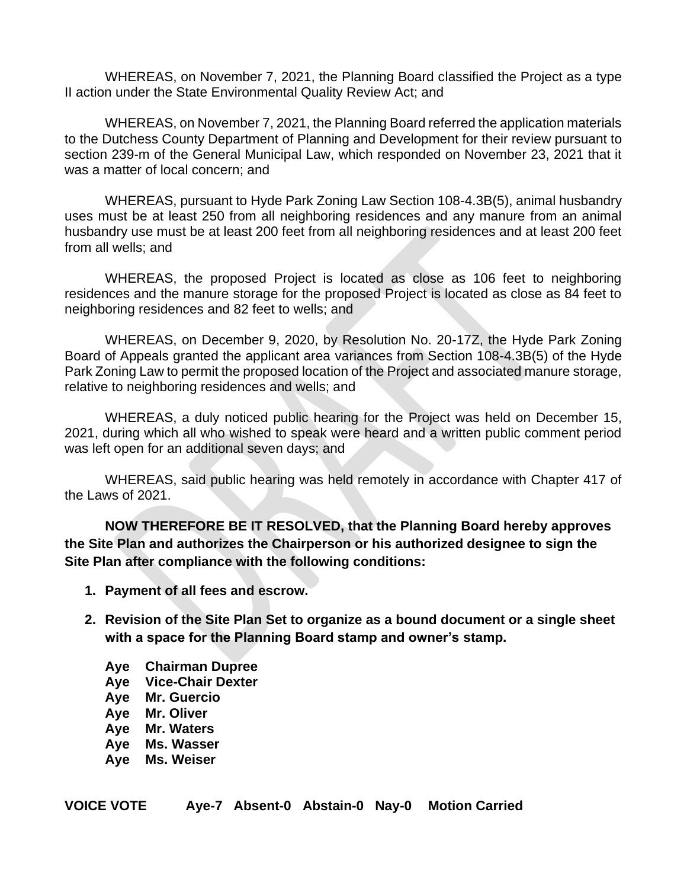WHEREAS, on November 7, 2021, the Planning Board classified the Project as a type II action under the State Environmental Quality Review Act; and

WHEREAS, on November 7, 2021, the Planning Board referred the application materials to the Dutchess County Department of Planning and Development for their review pursuant to section 239-m of the General Municipal Law, which responded on November 23, 2021 that it was a matter of local concern; and

WHEREAS, pursuant to Hyde Park Zoning Law Section 108-4.3B(5), animal husbandry uses must be at least 250 from all neighboring residences and any manure from an animal husbandry use must be at least 200 feet from all neighboring residences and at least 200 feet from all wells; and

WHEREAS, the proposed Project is located as close as 106 feet to neighboring residences and the manure storage for the proposed Project is located as close as 84 feet to neighboring residences and 82 feet to wells; and

WHEREAS, on December 9, 2020, by Resolution No. 20-17Z, the Hyde Park Zoning Board of Appeals granted the applicant area variances from Section 108-4.3B(5) of the Hyde Park Zoning Law to permit the proposed location of the Project and associated manure storage, relative to neighboring residences and wells; and

WHEREAS, a duly noticed public hearing for the Project was held on December 15, 2021, during which all who wished to speak were heard and a written public comment period was left open for an additional seven days; and

WHEREAS, said public hearing was held remotely in accordance with Chapter 417 of the Laws of 2021.

**NOW THEREFORE BE IT RESOLVED, that the Planning Board hereby approves the Site Plan and authorizes the Chairperson or his authorized designee to sign the Site Plan after compliance with the following conditions:**

1. **Payment of all fees and escrow.**
2. **Revision of the Site Plan Set to organize as a bound document or a single sheet with a space for the Planning Board stamp and owner's stamp.**

**Aye Chairman Dupree**
**Aye Vice-Chair Dexter**
**Aye Mr. Guercio**
**Aye Mr. Oliver**
**Aye Mr. Waters**
**Aye Ms. Wasser**
**Aye Ms. Weiser**

**VOICE VOTE Aye-7 Absent-0 Abstain-0 Nay-0 Motion Carried**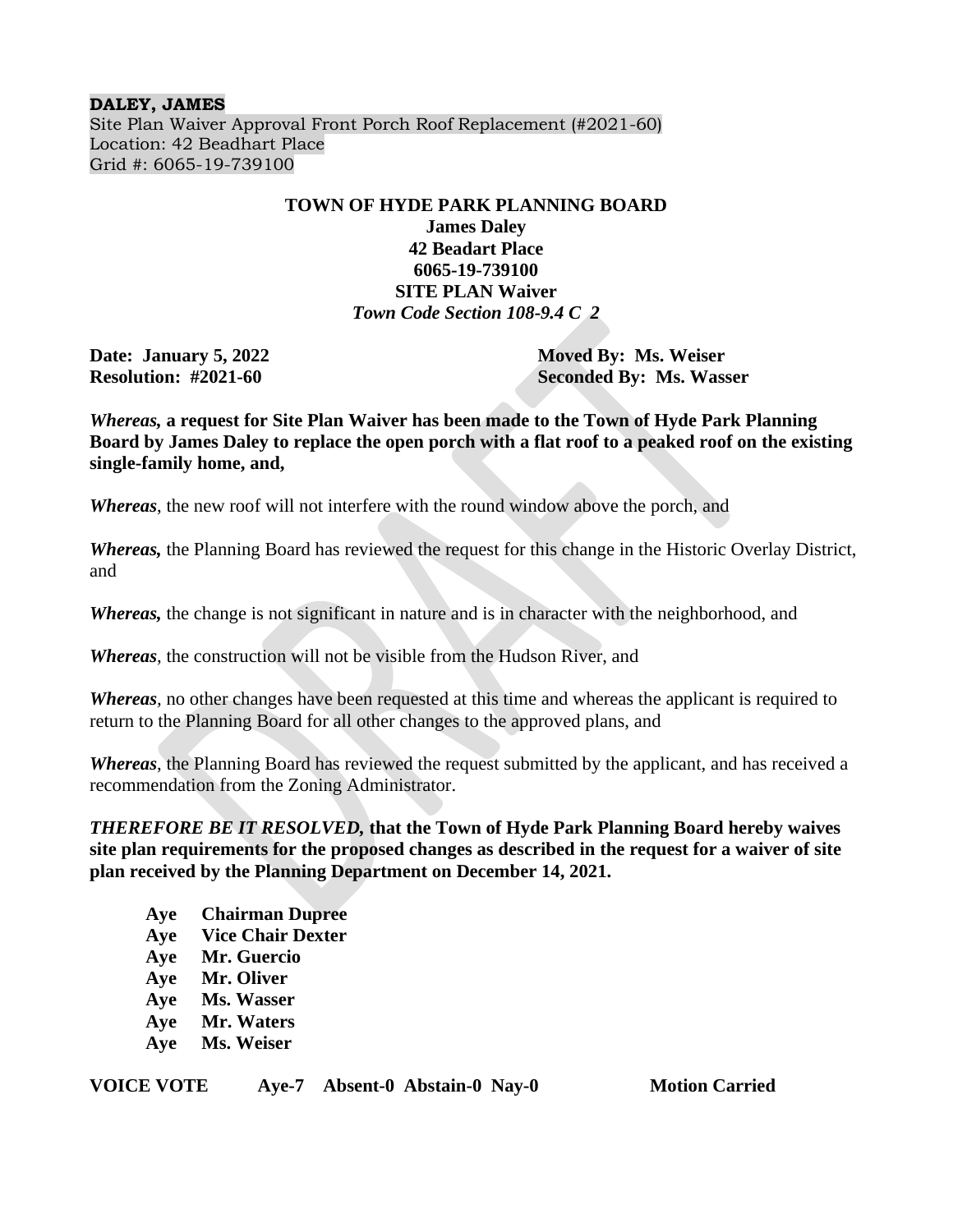**DALEY, JAMES**
Site Plan Waiver Approval Front Porch Roof Replacement (#2021-60)
Location: 42 Beadhart Place
Grid #: 6065-19-739100

**TOWN OF HYDE PARK PLANNING BOARD**
**James Daley**
**42 Beadart Place**
**6065-19-739100**
**SITE PLAN Waiver**
***Town Code Section 108-9.4 C 2***

**Date: January 5, 2022** — **Moved By: Ms. Weiser**
**Resolution: #2021-60** — **Seconded By: Ms. Wasser**

***Whereas,* a request for Site Plan Waiver has been made to the Town of Hyde Park Planning Board by James Daley to replace the open porch with a flat roof to a peaked roof on the existing single-family home, and,**

***Whereas***, the new roof will not interfere with the round window above the porch, and

***Whereas,*** the Planning Board has reviewed the request for this change in the Historic Overlay District, and

***Whereas,*** the change is not significant in nature and is in character with the neighborhood, and

***Whereas***, the construction will not be visible from the Hudson River, and

***Whereas***, no other changes have been requested at this time and whereas the applicant is required to return to the Planning Board for all other changes to the approved plans, and

***Whereas***, the Planning Board has reviewed the request submitted by the applicant, and has received a recommendation from the Zoning Administrator.

***THEREFORE BE IT RESOLVED,* that the Town of Hyde Park Planning Board hereby waives site plan requirements for the proposed changes as described in the request for a waiver of site plan received by the Planning Department on December 14, 2021.**

**Aye Chairman Dupree**
**Aye Vice Chair Dexter**
**Aye Mr. Guercio**
**Aye Mr. Oliver**
**Aye Ms. Wasser**
**Aye Mr. Waters**
**Aye Ms. Weiser**

**VOICE VOTE Aye-7 Absent-0 Abstain-0 Nay-0 Motion Carried**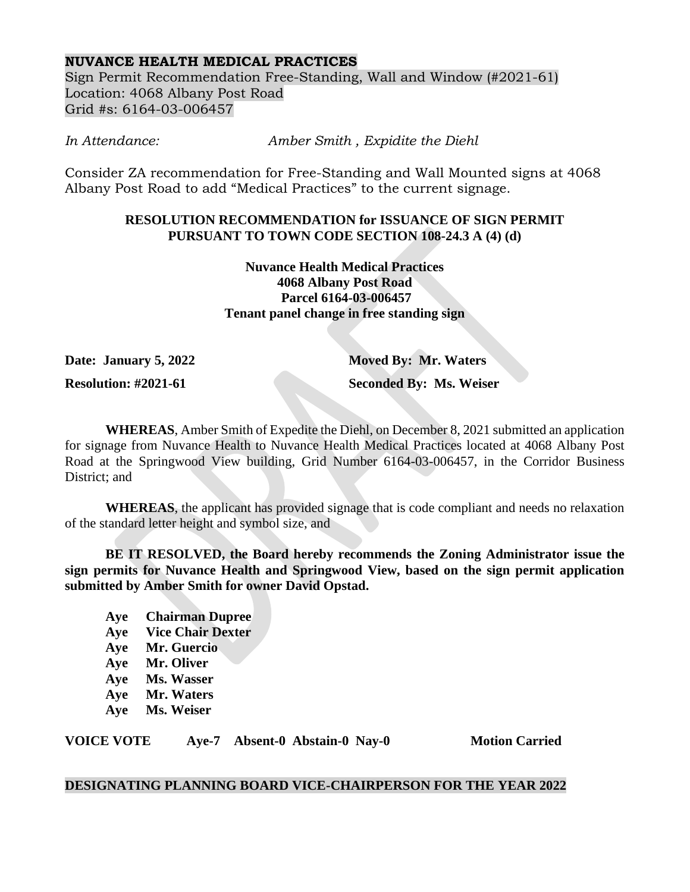**NUVANCE HEALTH MEDICAL PRACTICES**

Sign Permit Recommendation Free-Standing, Wall and Window (#2021-61)
Location: 4068 Albany Post Road
Grid #s: 6164-03-006457

*In Attendance:* *Amber Smith , Expidite the Diehl*

Consider ZA recommendation for Free-Standing and Wall Mounted signs at 4068 Albany Post Road to add "Medical Practices" to the current signage.

**RESOLUTION RECOMMENDATION for ISSUANCE OF SIGN PERMIT PURSUANT TO TOWN CODE SECTION 108-24.3 A (4) (d)**

**Nuvance Health Medical Practices**
**4068 Albany Post Road**
**Parcel 6164-03-006457**
**Tenant panel change in free standing sign**

**Date: January 5, 2022** **Moved By: Mr. Waters**

**Resolution: #2021-61** **Seconded By: Ms. Weiser**

**WHEREAS**, Amber Smith of Expedite the Diehl, on December 8, 2021 submitted an application for signage from Nuvance Health to Nuvance Health Medical Practices located at 4068 Albany Post Road at the Springwood View building, Grid Number 6164-03-006457, in the Corridor Business District; and

**WHEREAS**, the applicant has provided signage that is code compliant and needs no relaxation of the standard letter height and symbol size, and

**BE IT RESOLVED, the Board hereby recommends the Zoning Administrator issue the sign permits for Nuvance Health and Springwood View, based on the sign permit application submitted by Amber Smith for owner David Opstad.**

**Aye Chairman Dupree**
**Aye Vice Chair Dexter**
**Aye Mr. Guercio**
**Aye Mr. Oliver**
**Aye Ms. Wasser**
**Aye Mr. Waters**
**Aye Ms. Weiser**

**VOICE VOTE Aye-7 Absent-0 Abstain-0 Nay-0 Motion Carried**

**DESIGNATING PLANNING BOARD VICE-CHAIRPERSON FOR THE YEAR 2022**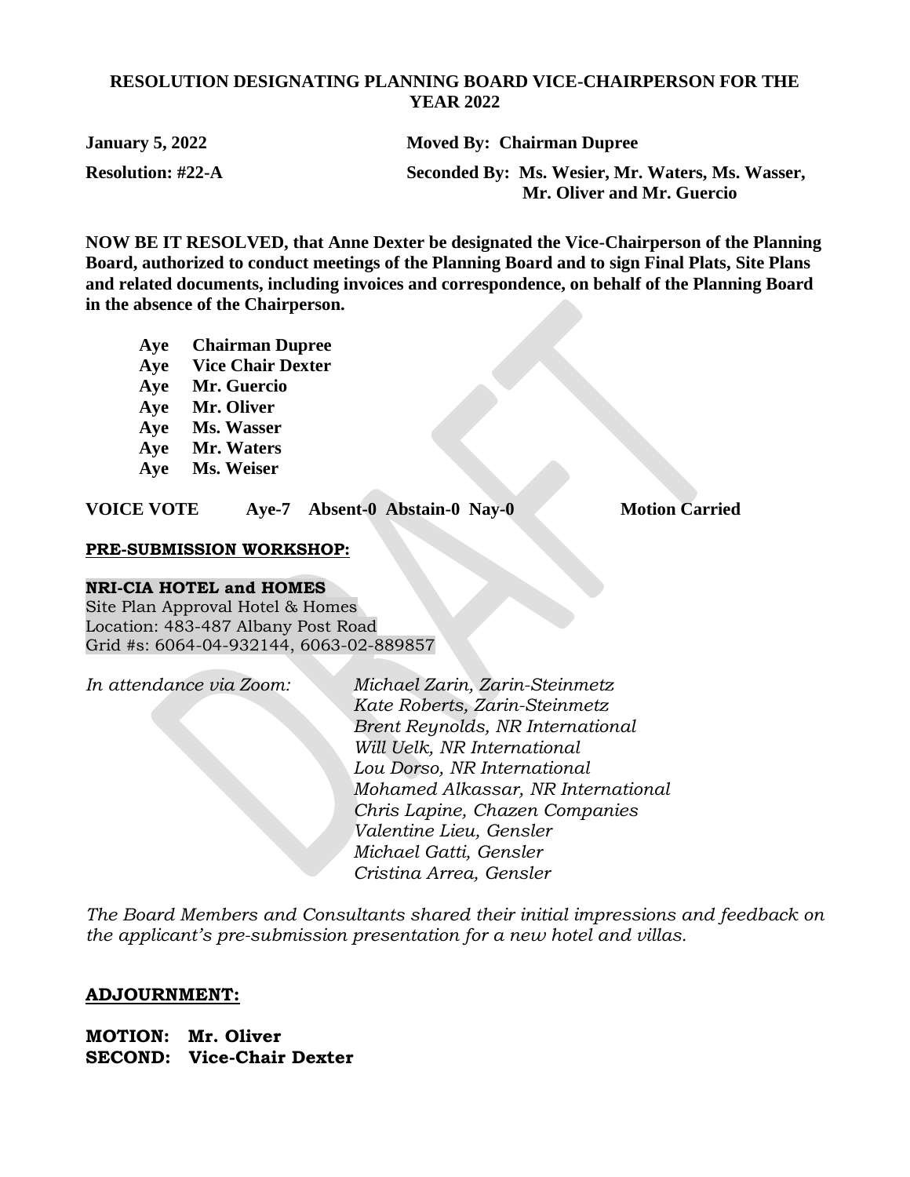**RESOLUTION DESIGNATING PLANNING BOARD VICE-CHAIRPERSON FOR THE YEAR 2022**

**January 5, 2022** **Moved By: Chairman Dupree**

**Resolution: #22-A** **Seconded By: Ms. Wesier, Mr. Waters, Ms. Wasser, Mr. Oliver and Mr. Guercio**

**NOW BE IT RESOLVED, that Anne Dexter be designated the Vice-Chairperson of the Planning Board, authorized to conduct meetings of the Planning Board and to sign Final Plats, Site Plans and related documents, including invoices and correspondence, on behalf of the Planning Board in the absence of the Chairperson.**

**Aye Chairman Dupree**
**Aye Vice Chair Dexter**
**Aye Mr. Guercio**
**Aye Mr. Oliver**
**Aye Ms. Wasser**
**Aye Mr. Waters**
**Aye Ms. Weiser**

**VOICE VOTE Aye-7 Absent-0 Abstain-0 Nay-0 Motion Carried**

**PRE-SUBMISSION WORKSHOP:**

**NRI-CIA HOTEL and HOMES**
Site Plan Approval Hotel & Homes
Location: 483-487 Albany Post Road
Grid #s: 6064-04-932144, 6063-02-889857

*In attendance via Zoom:*
*Michael Zarin, Zarin-Steinmetz*
*Kate Roberts, Zarin-Steinmetz*
*Brent Reynolds, NR International*
*Will Uelk, NR International*
*Lou Dorso, NR International*
*Mohamed Alkassar, NR International*
*Chris Lapine, Chazen Companies*
*Valentine Lieu, Gensler*
*Michael Gatti, Gensler*
*Cristina Arrea, Gensler*

*The Board Members and Consultants shared their initial impressions and feedback on the applicant's pre-submission presentation for a new hotel and villas.*

**ADJOURNMENT:**

**MOTION: Mr. Oliver**
**SECOND: Vice-Chair Dexter**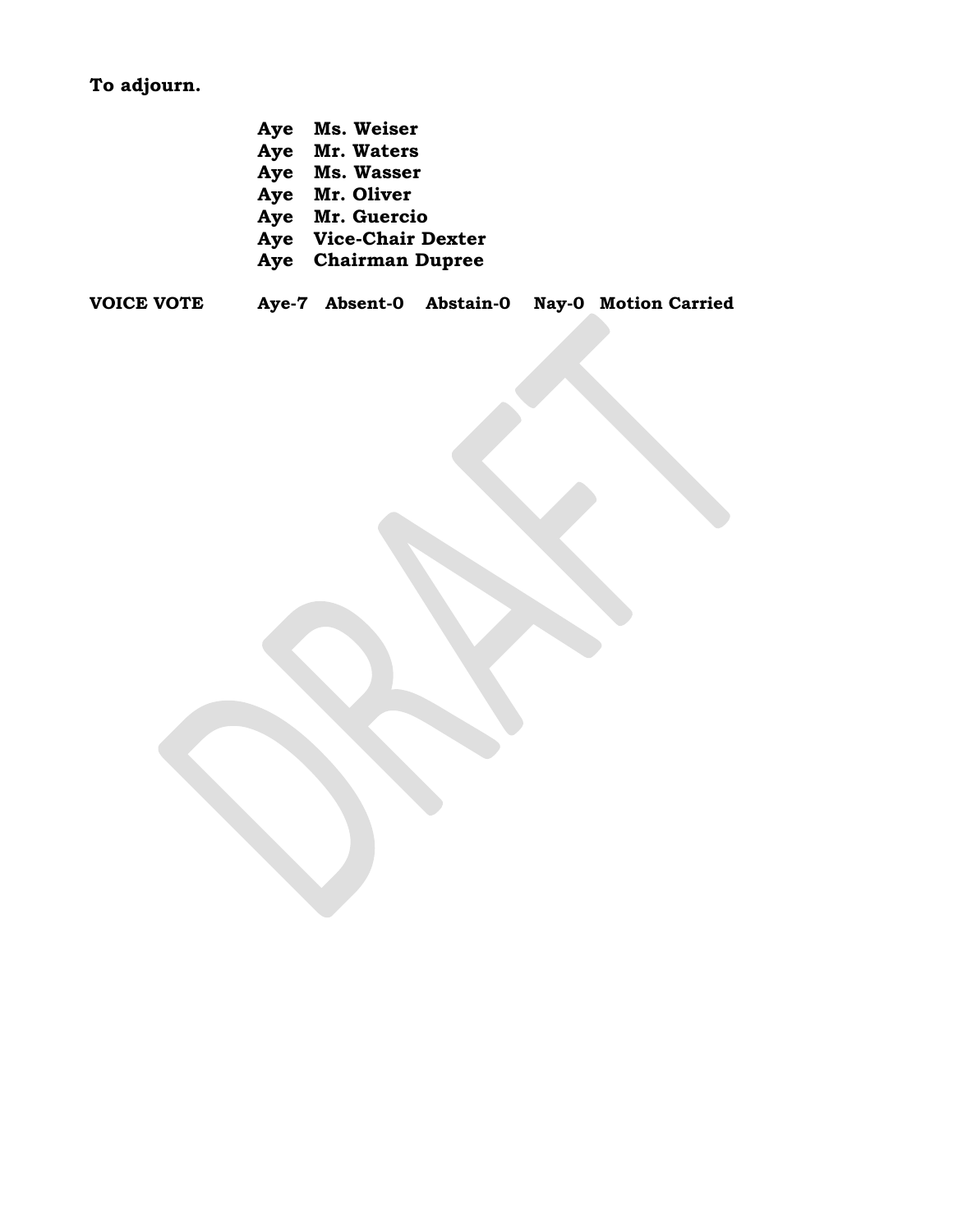**To adjourn.**

| | | |
|---|---|---|
| | **Aye** | **Ms. Weiser** |
| | **Aye** | **Mr. Waters** |
| | **Aye** | **Ms. Wasser** |
| | **Aye** | **Mr. Oliver** |
| | **Aye** | **Mr. Guercio** |
| | **Aye** | **Vice-Chair Dexter** |
| | **Aye** | **Chairman Dupree** |

**VOICE VOTE** **Aye-7 Absent-0 Abstain-0 Nay-0 Motion Carried**